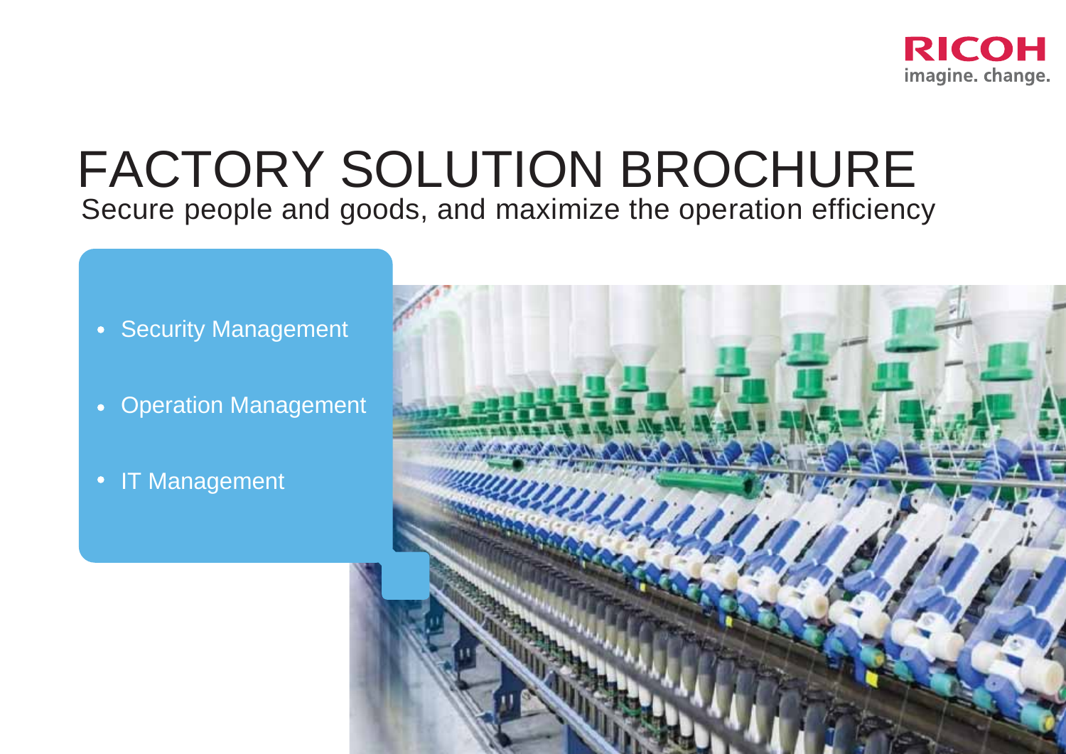RICOH
imagine. change.

# FACTORY SOLUTION BROCHURE

## Secure people and goods, and maximize the operation efficiency

- Security Management
- Operation Management
- IT Management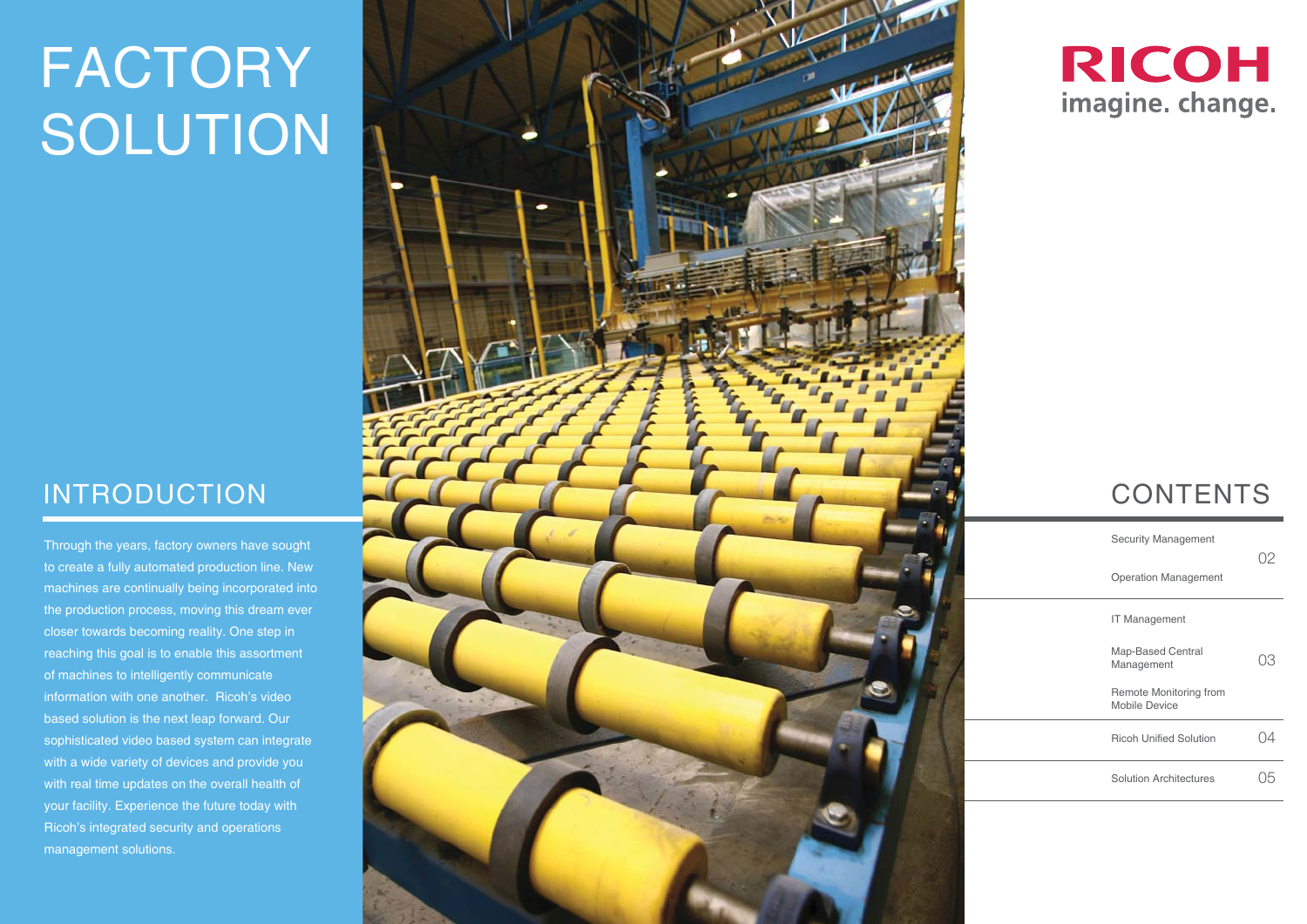# FACTORY SOLUTION

RICOH
imagine. change.

## INTRODUCTION

Through the years, factory owners have sought to create a fully automated production line. New machines are continually being incorporated into the production process, moving this dream ever closer towards becoming reality. One step in reaching this goal is to enable this assortment of machines to intelligently communicate information with one another. Ricoh's video based solution is the next leap forward. Our sophisticated video based system can integrate with a wide variety of devices and provide you with real time updates on the overall health of your facility. Experience the future today with Ricoh's integrated security and operations management solutions.

## CONTENTS

| | |
|---|---|
| Security Management<br>Operation Management | 02 |
| IT Management<br>Map-Based Central Management<br>Remote Monitoring from Mobile Device | 03 |
| Ricoh Unified Solution | 04 |
| Solution Architectures | 05 |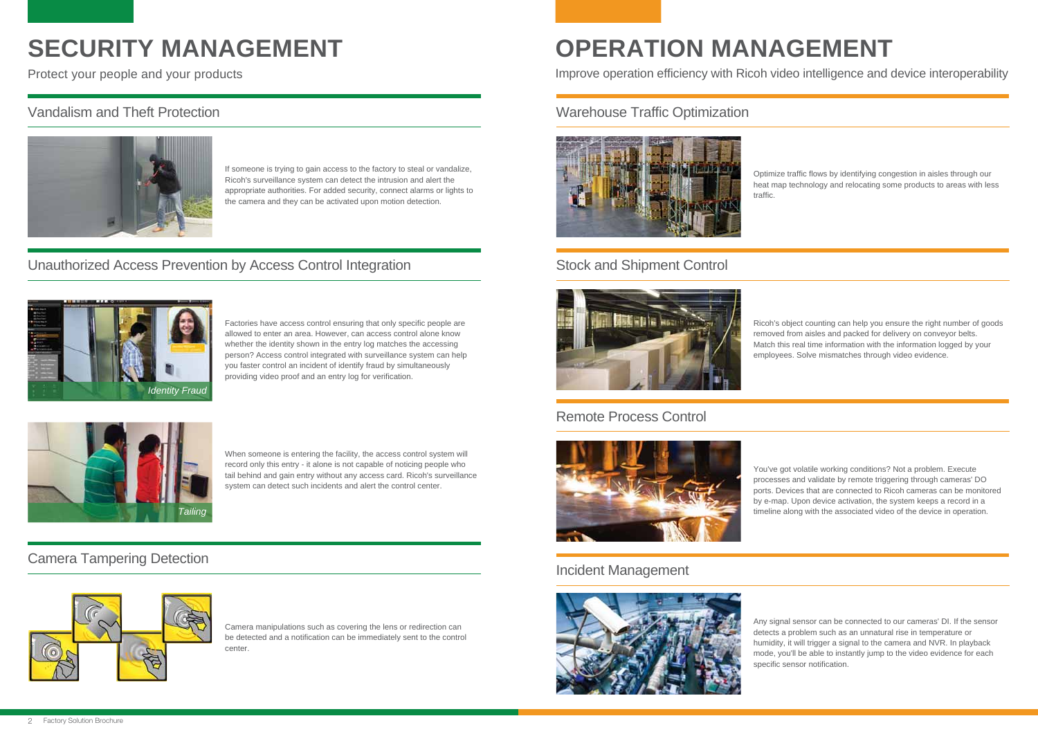# SECURITY MANAGEMENT

Protect your people and your products

## Vandalism and Theft Protection

If someone is trying to gain access to the factory to steal or vandalize, Ricoh's surveillance system can detect the intrusion and alert the appropriate authorities. For added security, connect alarms or lights to the camera and they can be activated upon motion detection.

## Unauthorized Access Prevention by Access Control Integration

*Identity Fraud*

Factories have access control ensuring that only specific people are allowed to enter an area. However, can access control alone know whether the identity shown in the entry log matches the accessing person? Access control integrated with surveillance system can help you faster control an incident of identify fraud by simultaneously providing video proof and an entry log for verification.

*Tailing*

When someone is entering the facility, the access control system will record only this entry - it alone is not capable of noticing people who tail behind and gain entry without any access card. Ricoh's surveillance system can detect such incidents and alert the control center.

## Camera Tampering Detection

Camera manipulations such as covering the lens or redirection can be detected and a notification can be immediately sent to the control center.

# OPERATION MANAGEMENT

Improve operation efficiency with Ricoh video intelligence and device interoperability

## Warehouse Traffic Optimization

Optimize traffic flows by identifying congestion in aisles through our heat map technology and relocating some products to areas with less traffic.

## Stock and Shipment Control

Ricoh's object counting can help you ensure the right number of goods removed from aisles and packed for delivery on conveyor belts. Match this real time information with the information logged by your employees. Solve mismatches through video evidence.

## Remote Process Control

You've got volatile working conditions? Not a problem. Execute processes and validate by remote triggering through cameras' DO ports. Devices that are connected to Ricoh cameras can be monitored by e-map. Upon device activation, the system keeps a record in a timeline along with the associated video of the device in operation.

## Incident Management

Any signal sensor can be connected to our cameras' DI. If the sensor detects a problem such as an unnatural rise in temperature or humidity, it will trigger a signal to the camera and NVR. In playback mode, you'll be able to instantly jump to the video evidence for each specific sensor notification.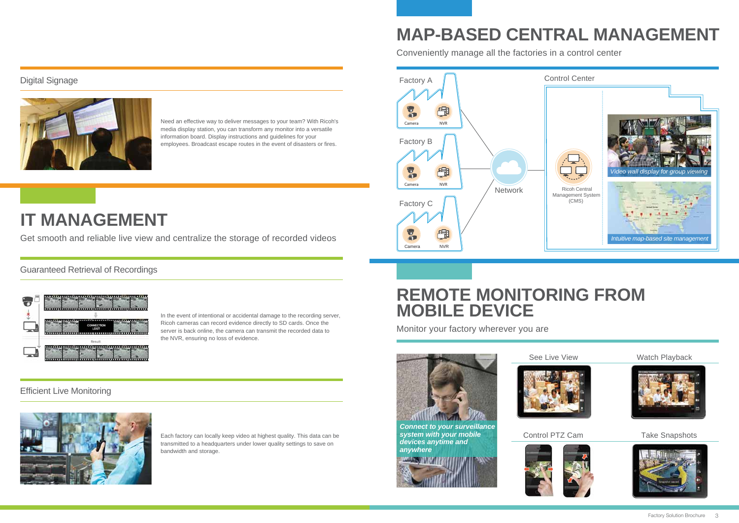### Digital Signage

Need an effective way to deliver messages to your team? With Ricoh's media display station, you can transform any monitor into a versatile information board. Display instructions and guidelines for your employees. Broadcast escape routes in the event of disasters or fires.

# IT MANAGEMENT

Get smooth and reliable live view and centralize the storage of recorded videos

### Guaranteed Retrieval of Recordings

CONNECTION LOST

Result

In the event of intentional or accidental damage to the recording server, Ricoh cameras can record evidence directly to SD cards. Once the server is back online, the camera can transmit the recorded data to the NVR, ensuring no loss of evidence.

### Efficient Live Monitoring

Each factory can locally keep video at highest quality. This data can be transmitted to a headquarters under lower quality settings to save on bandwidth and storage.

# MAP-BASED CENTRAL MANAGEMENT

Conveniently manage all the factories in a control center

Factory A

Camera

NVR

Factory B

Camera

NVR

Factory C

Camera

NVR

Network

Control Center

Ricoh Central Management System (CMS)

*Video wall display for group viewing*

*Intuitive map-based site management*

# REMOTE MONITORING FROM MOBILE DEVICE

Monitor your factory wherever you are

***Connect to your surveillance system with your mobile devices anytime and anywhere***

See Live View

Watch Playback

Control PTZ Cam

Take Snapshots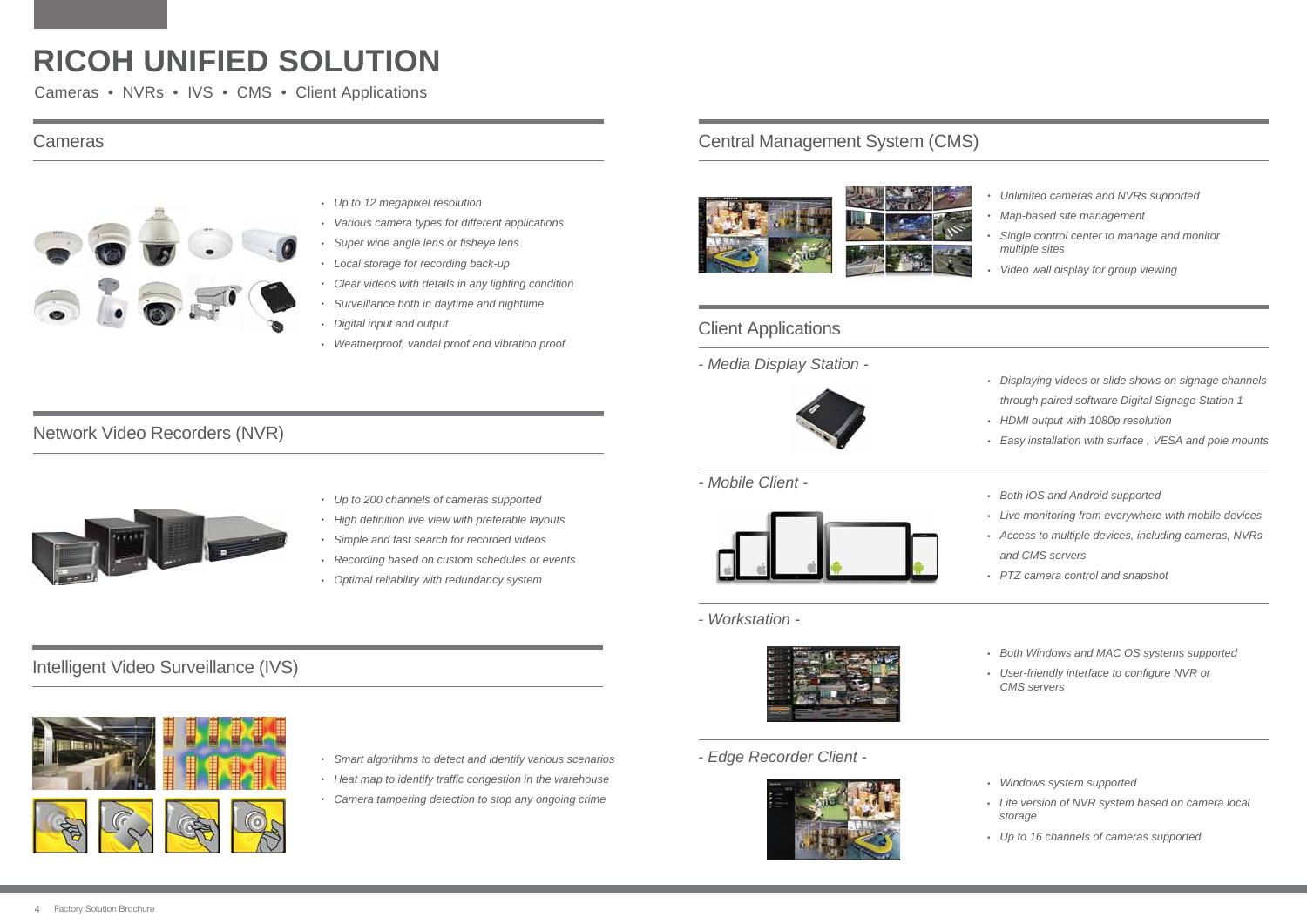# RICOH UNIFIED SOLUTION

Cameras • NVRs • IVS • CMS • Client Applications

## Cameras

- *Up to 12 megapixel resolution*
- *Various camera types for different applications*
- *Super wide angle lens or fisheye lens*
- *Local storage for recording back-up*
- *Clear videos with details in any lighting condition*
- *Surveillance both in daytime and nighttime*
- *Digital input and output*
- *Weatherproof, vandal proof and vibration proof*

## Network Video Recorders (NVR)

- *Up to 200 channels of cameras supported*
- *High definition live view with preferable layouts*
- *Simple and fast search for recorded videos*
- *Recording based on custom schedules or events*
- *Optimal reliability with redundancy system*

## Intelligent Video Surveillance (IVS)

- *Smart algorithms to detect and identify various scenarios*
- *Heat map to identify traffic congestion in the warehouse*
- *Camera tampering detection to stop any ongoing crime*

## Central Management System (CMS)

- *Unlimited cameras and NVRs supported*
- *Map-based site management*
- *Single control center to manage and monitor multiple sites*
- *Video wall display for group viewing*

## Client Applications

### *- Media Display Station -*

- *Displaying videos or slide shows on signage channels through paired software Digital Signage Station 1*
- *HDMI output with 1080p resolution*
- *Easy installation with surface , VESA and pole mounts*

### *- Mobile Client -*

- *Both iOS and Android supported*
- *Live monitoring from everywhere with mobile devices*
- *Access to multiple devices, including cameras, NVRs and CMS servers*
- *PTZ camera control and snapshot*

### *- Workstation -*

- *Both Windows and MAC OS systems supported*
- *User-friendly interface to configure NVR or CMS servers*

### *- Edge Recorder Client -*

- *Windows system supported*
- *Lite version of NVR system based on camera local storage*
- *Up to 16 channels of cameras supported*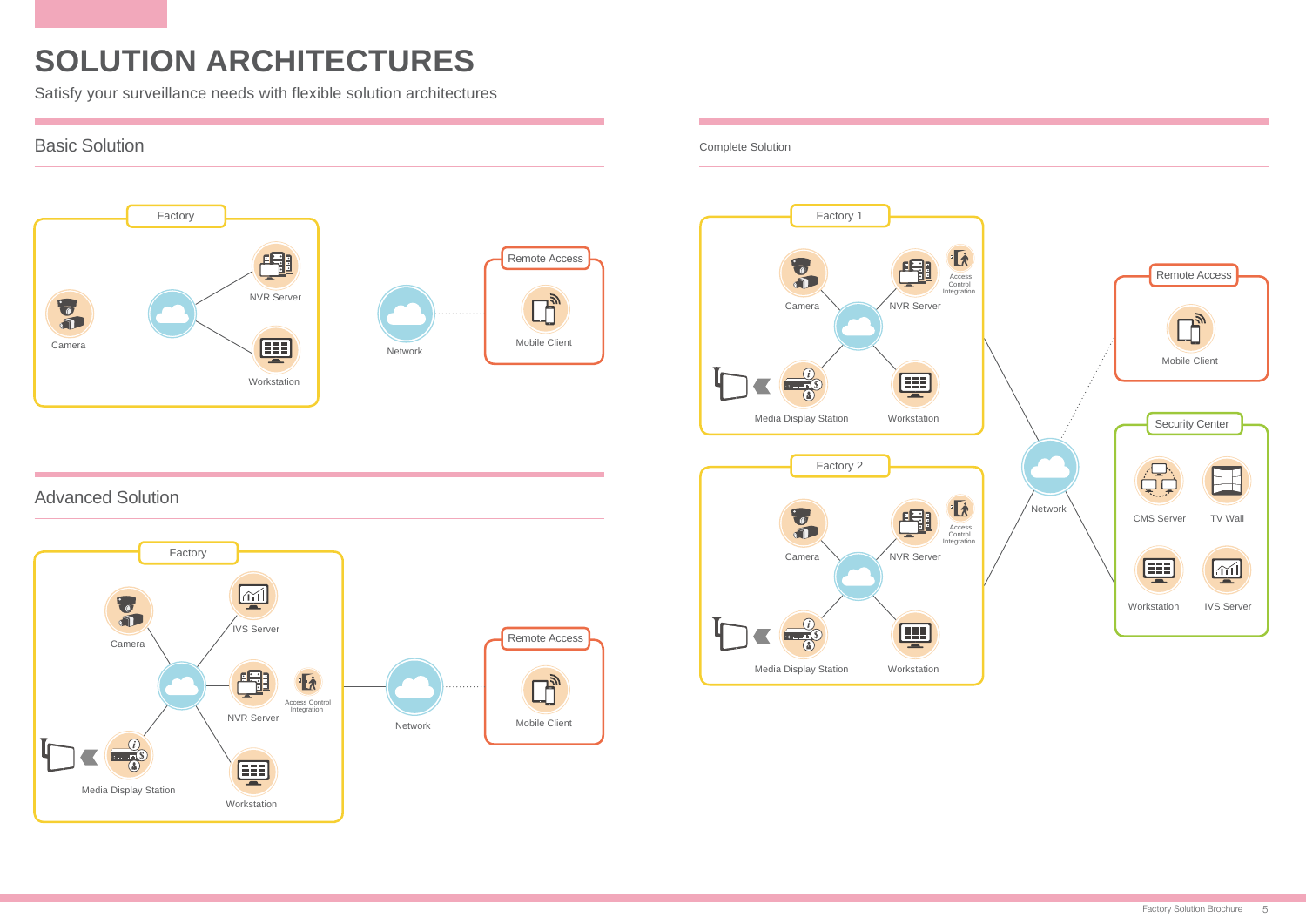# SOLUTION ARCHITECTURES

Satisfy your surveillance needs with flexible solution architectures

## Basic Solution

Factory

Camera

NVR Server

Workstation

Network

Remote Access

Mobile Client

## Advanced Solution

Factory

Camera

IVS Server

NVR Server

Access Control Integration

Media Display Station

Workstation

Network

Remote Access

Mobile Client

## Complete Solution

Factory 1

Camera

NVR Server

Access Control Integration

Media Display Station

Workstation

Factory 2

Camera

NVR Server

Access Control Integration

Media Display Station

Workstation

Network

Remote Access

Mobile Client

Security Center

CMS Server

TV Wall

Workstation

IVS Server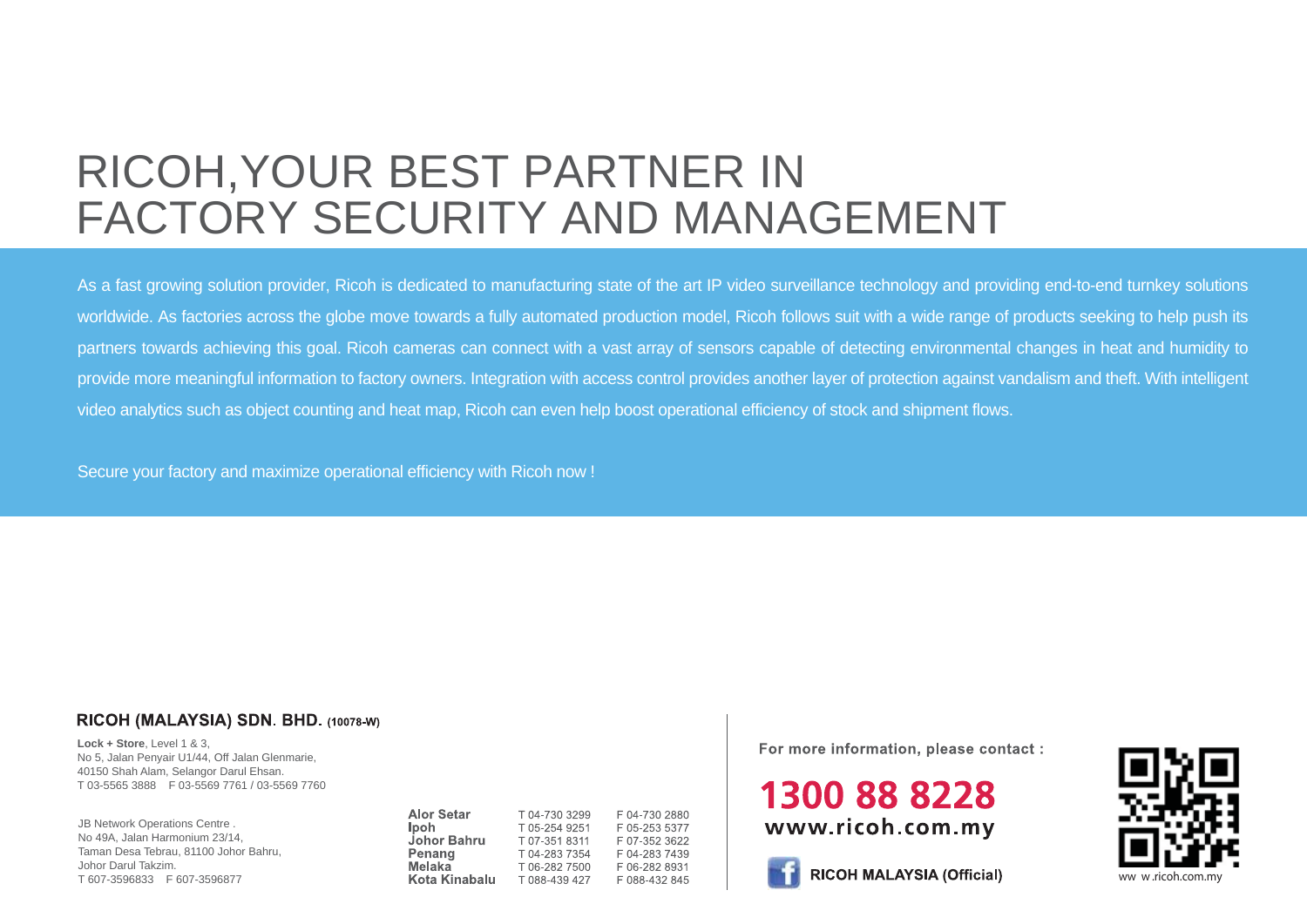# RICOH,YOUR BEST PARTNER IN FACTORY SECURITY AND MANAGEMENT

As a fast growing solution provider, Ricoh is dedicated to manufacturing state of the art IP video surveillance technology and providing end-to-end turnkey solutions worldwide. As factories across the globe move towards a fully automated production model, Ricoh follows suit with a wide range of products seeking to help push its partners towards achieving this goal. Ricoh cameras can connect with a vast array of sensors capable of detecting environmental changes in heat and humidity to provide more meaningful information to factory owners. Integration with access control provides another layer of protection against vandalism and theft. With intelligent video analytics such as object counting and heat map, Ricoh can even help boost operational efficiency of stock and shipment flows.

Secure your factory and maximize operational efficiency with Ricoh now !

**RICOH (MALAYSIA) SDN. BHD.** (10078-W)

**Lock + Store**, Level 1 & 3,
No 5, Jalan Penyair U1/44, Off Jalan Glenmarie,
40150 Shah Alam, Selangor Darul Ehsan.
T 03-5565 3888    F 03-5569 7761 / 03-5569 7760

JB Network Operations Centre .
No 49A, Jalan Harmonium 23/14,
Taman Desa Tebrau, 81100 Johor Bahru,
Johor Darul Takzim.
T 607-3596833    F 607-3596877

| | | |
|---|---|---|
| **Alor Setar** | T 04-730 3299 | F 04-730 2880 |
| **Ipoh** | T 05-254 9251 | F 05-253 5377 |
| **Johor Bahru** | T 07-351 8311 | F 07-352 3622 |
| **Penang** | T 04-283 7354 | F 04-283 7439 |
| **Melaka** | T 06-282 7500 | F 06-282 8931 |
| **Kota Kinabalu** | T 088-439 427 | F 088-432 845 |

For more information, please contact :

**1300 88 8228**

www.ricoh.com.my

**RICOH MALAYSIA (Official)**

ww w.ricoh.com.my